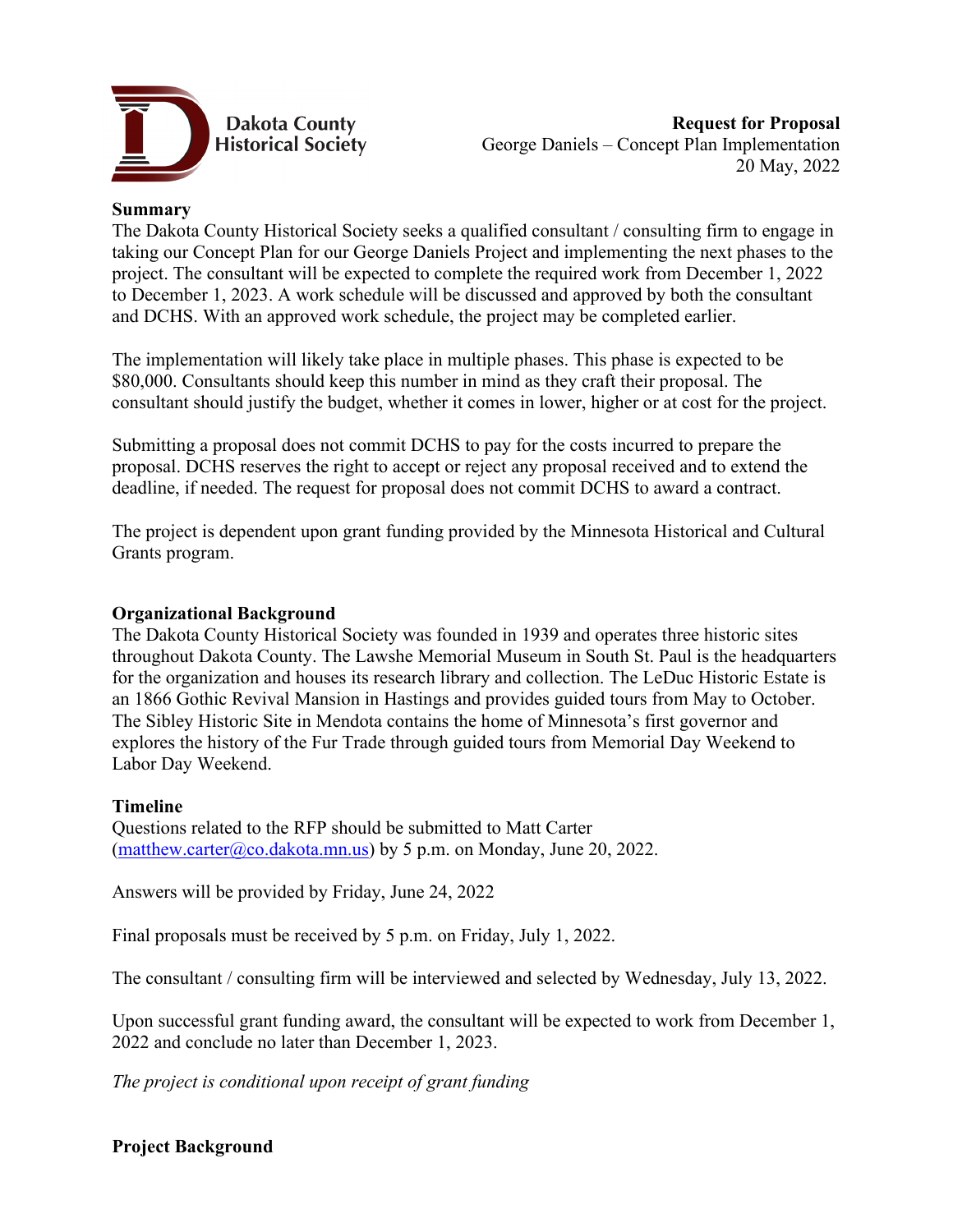Dakota County Historical Society

**Request for Proposal**
George Daniels – Concept Plan Implementation
20 May, 2022

**Summary**

The Dakota County Historical Society seeks a qualified consultant / consulting firm to engage in taking our Concept Plan for our George Daniels Project and implementing the next phases to the project. The consultant will be expected to complete the required work from December 1, 2022 to December 1, 2023. A work schedule will be discussed and approved by both the consultant and DCHS. With an approved work schedule, the project may be completed earlier.

The implementation will likely take place in multiple phases. This phase is expected to be $80,000. Consultants should keep this number in mind as they craft their proposal. The consultant should justify the budget, whether it comes in lower, higher or at cost for the project.

Submitting a proposal does not commit DCHS to pay for the costs incurred to prepare the proposal. DCHS reserves the right to accept or reject any proposal received and to extend the deadline, if needed. The request for proposal does not commit DCHS to award a contract.

The project is dependent upon grant funding provided by the Minnesota Historical and Cultural Grants program.

**Organizational Background**

The Dakota County Historical Society was founded in 1939 and operates three historic sites throughout Dakota County. The Lawshe Memorial Museum in South St. Paul is the headquarters for the organization and houses its research library and collection. The LeDuc Historic Estate is an 1866 Gothic Revival Mansion in Hastings and provides guided tours from May to October. The Sibley Historic Site in Mendota contains the home of Minnesota's first governor and explores the history of the Fur Trade through guided tours from Memorial Day Weekend to Labor Day Weekend.

**Timeline**

Questions related to the RFP should be submitted to Matt Carter (matthew.carter@co.dakota.mn.us) by 5 p.m. on Monday, June 20, 2022.

Answers will be provided by Friday, June 24, 2022

Final proposals must be received by 5 p.m. on Friday, July 1, 2022.

The consultant / consulting firm will be interviewed and selected by Wednesday, July 13, 2022.

Upon successful grant funding award, the consultant will be expected to work from December 1, 2022 and conclude no later than December 1, 2023.

*The project is conditional upon receipt of grant funding*

**Project Background**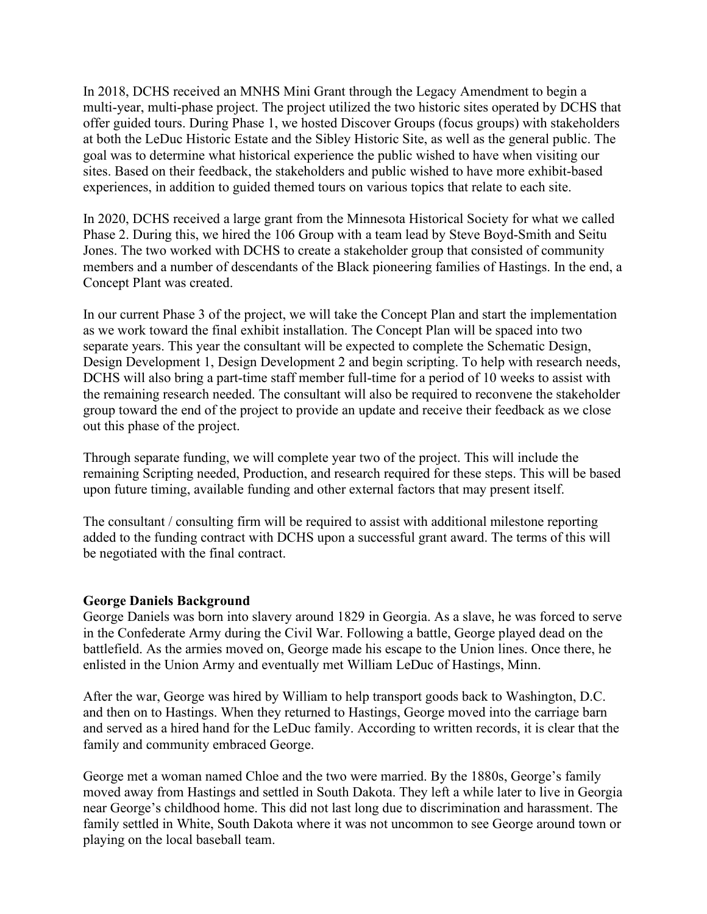In 2018, DCHS received an MNHS Mini Grant through the Legacy Amendment to begin a multi-year, multi-phase project. The project utilized the two historic sites operated by DCHS that offer guided tours. During Phase 1, we hosted Discover Groups (focus groups) with stakeholders at both the LeDuc Historic Estate and the Sibley Historic Site, as well as the general public. The goal was to determine what historical experience the public wished to have when visiting our sites. Based on their feedback, the stakeholders and public wished to have more exhibit-based experiences, in addition to guided themed tours on various topics that relate to each site.

In 2020, DCHS received a large grant from the Minnesota Historical Society for what we called Phase 2. During this, we hired the 106 Group with a team lead by Steve Boyd-Smith and Seitu Jones. The two worked with DCHS to create a stakeholder group that consisted of community members and a number of descendants of the Black pioneering families of Hastings. In the end, a Concept Plant was created.

In our current Phase 3 of the project, we will take the Concept Plan and start the implementation as we work toward the final exhibit installation. The Concept Plan will be spaced into two separate years. This year the consultant will be expected to complete the Schematic Design, Design Development 1, Design Development 2 and begin scripting. To help with research needs, DCHS will also bring a part-time staff member full-time for a period of 10 weeks to assist with the remaining research needed. The consultant will also be required to reconvene the stakeholder group toward the end of the project to provide an update and receive their feedback as we close out this phase of the project.

Through separate funding, we will complete year two of the project. This will include the remaining Scripting needed, Production, and research required for these steps. This will be based upon future timing, available funding and other external factors that may present itself.

The consultant / consulting firm will be required to assist with additional milestone reporting added to the funding contract with DCHS upon a successful grant award. The terms of this will be negotiated with the final contract.

**George Daniels Background**

George Daniels was born into slavery around 1829 in Georgia. As a slave, he was forced to serve in the Confederate Army during the Civil War. Following a battle, George played dead on the battlefield. As the armies moved on, George made his escape to the Union lines. Once there, he enlisted in the Union Army and eventually met William LeDuc of Hastings, Minn.

After the war, George was hired by William to help transport goods back to Washington, D.C. and then on to Hastings. When they returned to Hastings, George moved into the carriage barn and served as a hired hand for the LeDuc family. According to written records, it is clear that the family and community embraced George.

George met a woman named Chloe and the two were married. By the 1880s, George's family moved away from Hastings and settled in South Dakota. They left a while later to live in Georgia near George's childhood home. This did not last long due to discrimination and harassment. The family settled in White, South Dakota where it was not uncommon to see George around town or playing on the local baseball team.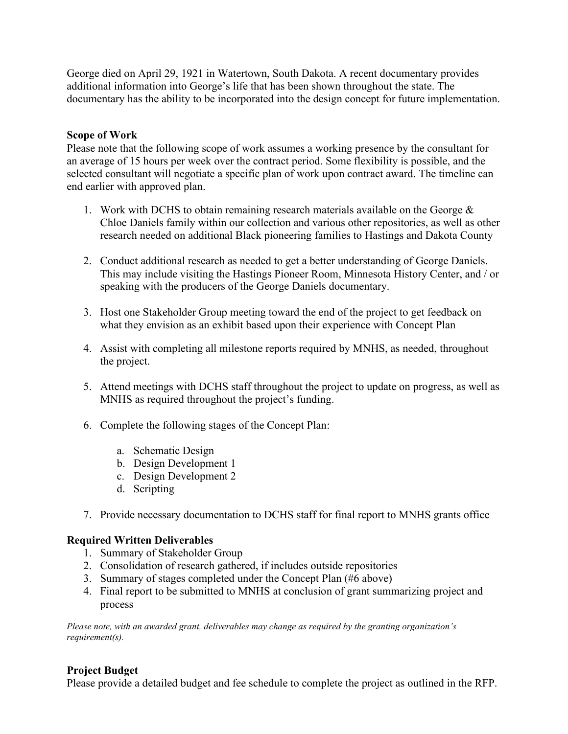George died on April 29, 1921 in Watertown, South Dakota. A recent documentary provides additional information into George's life that has been shown throughout the state. The documentary has the ability to be incorporated into the design concept for future implementation.

**Scope of Work**

Please note that the following scope of work assumes a working presence by the consultant for an average of 15 hours per week over the contract period. Some flexibility is possible, and the selected consultant will negotiate a specific plan of work upon contract award. The timeline can end earlier with approved plan.

1. Work with DCHS to obtain remaining research materials available on the George & Chloe Daniels family within our collection and various other repositories, as well as other research needed on additional Black pioneering families to Hastings and Dakota County
2. Conduct additional research as needed to get a better understanding of George Daniels. This may include visiting the Hastings Pioneer Room, Minnesota History Center, and / or speaking with the producers of the George Daniels documentary.
3. Host one Stakeholder Group meeting toward the end of the project to get feedback on what they envision as an exhibit based upon their experience with Concept Plan
4. Assist with completing all milestone reports required by MNHS, as needed, throughout the project.
5. Attend meetings with DCHS staff throughout the project to update on progress, as well as MNHS as required throughout the project's funding.
6. Complete the following stages of the Concept Plan:
    a. Schematic Design
    b. Design Development 1
    c. Design Development 2
    d. Scripting
7. Provide necessary documentation to DCHS staff for final report to MNHS grants office

**Required Written Deliverables**

1. Summary of Stakeholder Group
2. Consolidation of research gathered, if includes outside repositories
3. Summary of stages completed under the Concept Plan (#6 above)
4. Final report to be submitted to MNHS at conclusion of grant summarizing project and process

*Please note, with an awarded grant, deliverables may change as required by the granting organization's requirement(s).*

**Project Budget**

Please provide a detailed budget and fee schedule to complete the project as outlined in the RFP.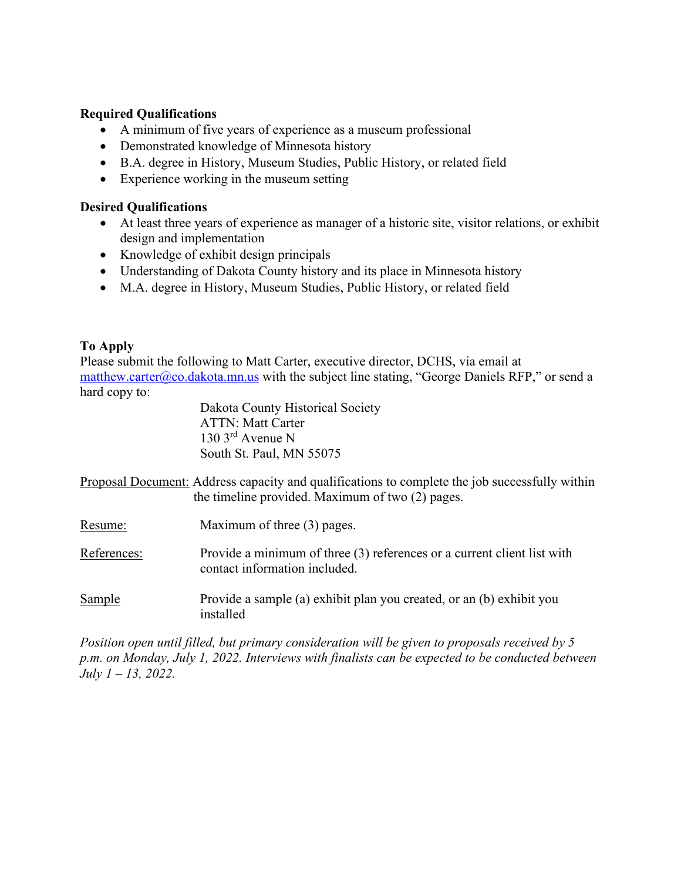**Required Qualifications**

- A minimum of five years of experience as a museum professional
- Demonstrated knowledge of Minnesota history
- B.A. degree in History, Museum Studies, Public History, or related field
- Experience working in the museum setting

**Desired Qualifications**

- At least three years of experience as manager of a historic site, visitor relations, or exhibit design and implementation
- Knowledge of exhibit design principals
- Understanding of Dakota County history and its place in Minnesota history
- M.A. degree in History, Museum Studies, Public History, or related field

**To Apply**

Please submit the following to Matt Carter, executive director, DCHS, via email at matthew.carter@co.dakota.mn.us with the subject line stating, "George Daniels RFP," or send a hard copy to:

Dakota County Historical Society
ATTN: Matt Carter
130 3rd Avenue N
South St. Paul, MN 55075

Proposal Document: Address capacity and qualifications to complete the job successfully within the timeline provided. Maximum of two (2) pages.

Resume: Maximum of three (3) pages.

References: Provide a minimum of three (3) references or a current client list with contact information included.

Sample: Provide a sample (a) exhibit plan you created, or an (b) exhibit you installed

*Position open until filled, but primary consideration will be given to proposals received by 5 p.m. on Monday, July 1, 2022. Interviews with finalists can be expected to be conducted between July 1 – 13, 2022.*